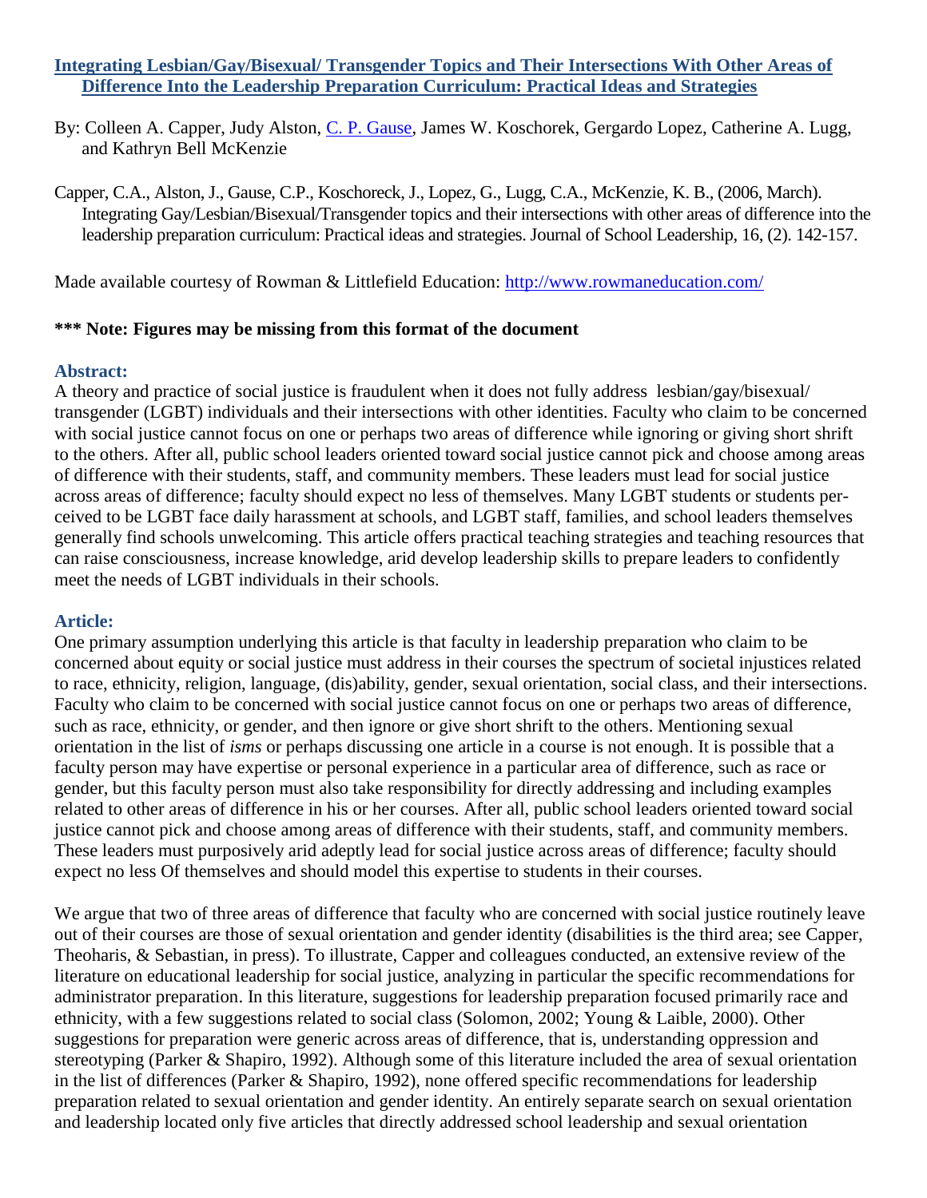# [Integrating Lesbian/Gay/Bisexual/ Transgender Topics and Their Intersections With Other Areas of Difference Into the Leadership Preparation Curriculum: Practical Ideas and Strategies](#)

By: Colleen A. Capper, Judy Alston, [C. P. Gause](#), James W. Koschorek, Gergardo Lopez, Catherine A. Lugg, and Kathryn Bell McKenzie

Capper, C.A., Alston, J., Gause, C.P., Koschoreck, J., Lopez, G., Lugg, C.A., McKenzie, K. B., (2006, March). Integrating Gay/Lesbian/Bisexual/Transgender topics and their intersections with other areas of difference into the leadership preparation curriculum: Practical ideas and strategies. Journal of School Leadership, 16, (2). 142-157.

Made available courtesy of Rowman & Littlefield Education: [http://www.rowmaneducation.com/](http://www.rowmaneducation.com/)

**\*\*\* Note: Figures may be missing from this format of the document**

## Abstract:

A theory and practice of social justice is fraudulent when it does not fully address lesbian/gay/bisexual/ transgender (LGBT) individuals and their intersections with other identities. Faculty who claim to be concerned with social justice cannot focus on one or perhaps two areas of difference while ignoring or giving short shrift to the others. After all, public school leaders oriented toward social justice cannot pick and choose among areas of difference with their students, staff, and community members. These leaders must lead for social justice across areas of difference; faculty should expect no less of themselves. Many LGBT students or students perceived to be LGBT face daily harassment at schools, and LGBT staff, families, and school leaders themselves generally find schools unwelcoming. This article offers practical teaching strategies and teaching resources that can raise consciousness, increase knowledge, arid develop leadership skills to prepare leaders to confidently meet the needs of LGBT individuals in their schools.

## Article:

One primary assumption underlying this article is that faculty in leadership preparation who claim to be concerned about equity or social justice must address in their courses the spectrum of societal injustices related to race, ethnicity, religion, language, (dis)ability, gender, sexual orientation, social class, and their intersections. Faculty who claim to be concerned with social justice cannot focus on one or perhaps two areas of difference, such as race, ethnicity, or gender, and then ignore or give short shrift to the others. Mentioning sexual orientation in the list of *isms* or perhaps discussing one article in a course is not enough. It is possible that a faculty person may have expertise or personal experience in a particular area of difference, such as race or gender, but this faculty person must also take responsibility for directly addressing and including examples related to other areas of difference in his or her courses. After all, public school leaders oriented toward social justice cannot pick and choose among areas of difference with their students, staff, and community members. These leaders must purposively arid adeptly lead for social justice across areas of difference; faculty should expect no less Of themselves and should model this expertise to students in their courses.

We argue that two of three areas of difference that faculty who are concerned with social justice routinely leave out of their courses are those of sexual orientation and gender identity (disabilities is the third area; see Capper, Theoharis, & Sebastian, in press). To illustrate, Capper and colleagues conducted, an extensive review of the literature on educational leadership for social justice, analyzing in particular the specific recommendations for administrator preparation. In this literature, suggestions for leadership preparation focused primarily race and ethnicity, with a few suggestions related to social class (Solomon, 2002; Young & Laible, 2000). Other suggestions for preparation were generic across areas of difference, that is, understanding oppression and stereotyping (Parker & Shapiro, 1992). Although some of this literature included the area of sexual orientation in the list of differences (Parker & Shapiro, 1992), none offered specific recommendations for leadership preparation related to sexual orientation and gender identity. An entirely separate search on sexual orientation and leadership located only five articles that directly addressed school leadership and sexual orientation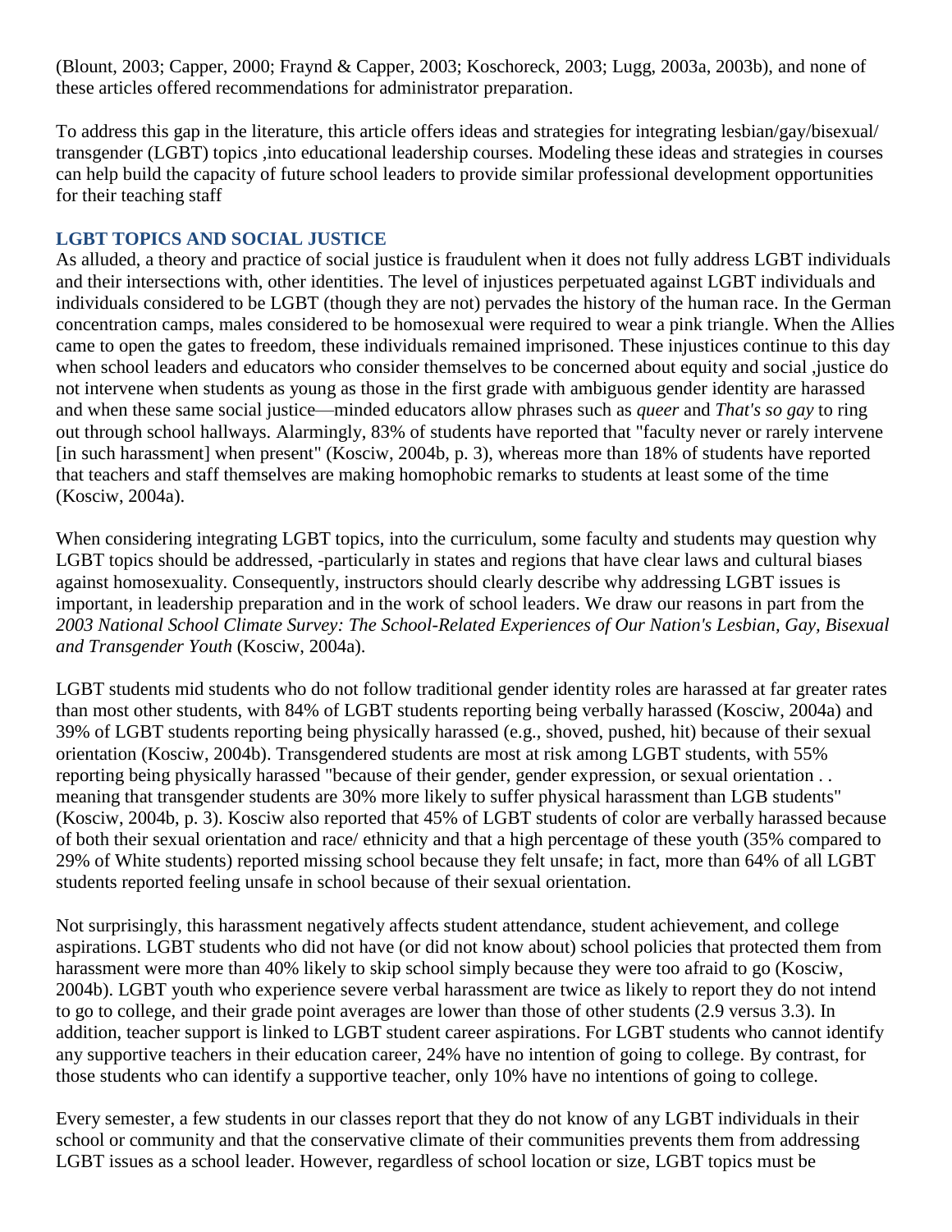(Blount, 2003; Capper, 2000; Fraynd & Capper, 2003; Koschoreck, 2003; Lugg, 2003a, 2003b), and none of these articles offered recommendations for administrator preparation.

To address this gap in the literature, this article offers ideas and strategies for integrating lesbian/gay/bisexual/ transgender (LGBT) topics ,into educational leadership courses. Modeling these ideas and strategies in courses can help build the capacity of future school leaders to provide similar professional development opportunities for their teaching staff

## LGBT TOPICS AND SOCIAL JUSTICE

As alluded, a theory and practice of social justice is fraudulent when it does not fully address LGBT individuals and their intersections with, other identities. The level of injustices perpetuated against LGBT individuals and individuals considered to be LGBT (though they are not) pervades the history of the human race. In the German concentration camps, males considered to be homosexual were required to wear a pink triangle. When the Allies came to open the gates to freedom, these individuals remained imprisoned. These injustices continue to this day when school leaders and educators who consider themselves to be concerned about equity and social ,justice do not intervene when students as young as those in the first grade with ambiguous gender identity are harassed and when these same social justice—minded educators allow phrases such as *queer* and *That's so gay* to ring out through school hallways. Alarmingly, 83% of students have reported that "faculty never or rarely intervene [in such harassment] when present" (Kosciw, 2004b, p. 3), whereas more than 18% of students have reported that teachers and staff themselves are making homophobic remarks to students at least some of the time (Kosciw, 2004a).

When considering integrating LGBT topics, into the curriculum, some faculty and students may question why LGBT topics should be addressed, -particularly in states and regions that have clear laws and cultural biases against homosexuality. Consequently, instructors should clearly describe why addressing LGBT issues is important, in leadership preparation and in the work of school leaders. We draw our reasons in part from the *2003 National School Climate Survey: The School-Related Experiences of Our Nation's Lesbian, Gay, Bisexual and Transgender Youth* (Kosciw, 2004a).

LGBT students mid students who do not follow traditional gender identity roles are harassed at far greater rates than most other students, with 84% of LGBT students reporting being verbally harassed (Kosciw, 2004a) and 39% of LGBT students reporting being physically harassed (e.g., shoved, pushed, hit) because of their sexual orientation (Kosciw, 2004b). Transgendered students are most at risk among LGBT students, with 55% reporting being physically harassed "because of their gender, gender expression, or sexual orientation . . meaning that transgender students are 30% more likely to suffer physical harassment than LGB students" (Kosciw, 2004b, p. 3). Kosciw also reported that 45% of LGBT students of color are verbally harassed because of both their sexual orientation and race/ ethnicity and that a high percentage of these youth (35% compared to 29% of White students) reported missing school because they felt unsafe; in fact, more than 64% of all LGBT students reported feeling unsafe in school because of their sexual orientation.

Not surprisingly, this harassment negatively affects student attendance, student achievement, and college aspirations. LGBT students who did not have (or did not know about) school policies that protected them from harassment were more than 40% likely to skip school simply because they were too afraid to go (Kosciw, 2004b). LGBT youth who experience severe verbal harassment are twice as likely to report they do not intend to go to college, and their grade point averages are lower than those of other students (2.9 versus 3.3). In addition, teacher support is linked to LGBT student career aspirations. For LGBT students who cannot identify any supportive teachers in their education career, 24% have no intention of going to college. By contrast, for those students who can identify a supportive teacher, only 10% have no intentions of going to college.

Every semester, a few students in our classes report that they do not know of any LGBT individuals in their school or community and that the conservative climate of their communities prevents them from addressing LGBT issues as a school leader. However, regardless of school location or size, LGBT topics must be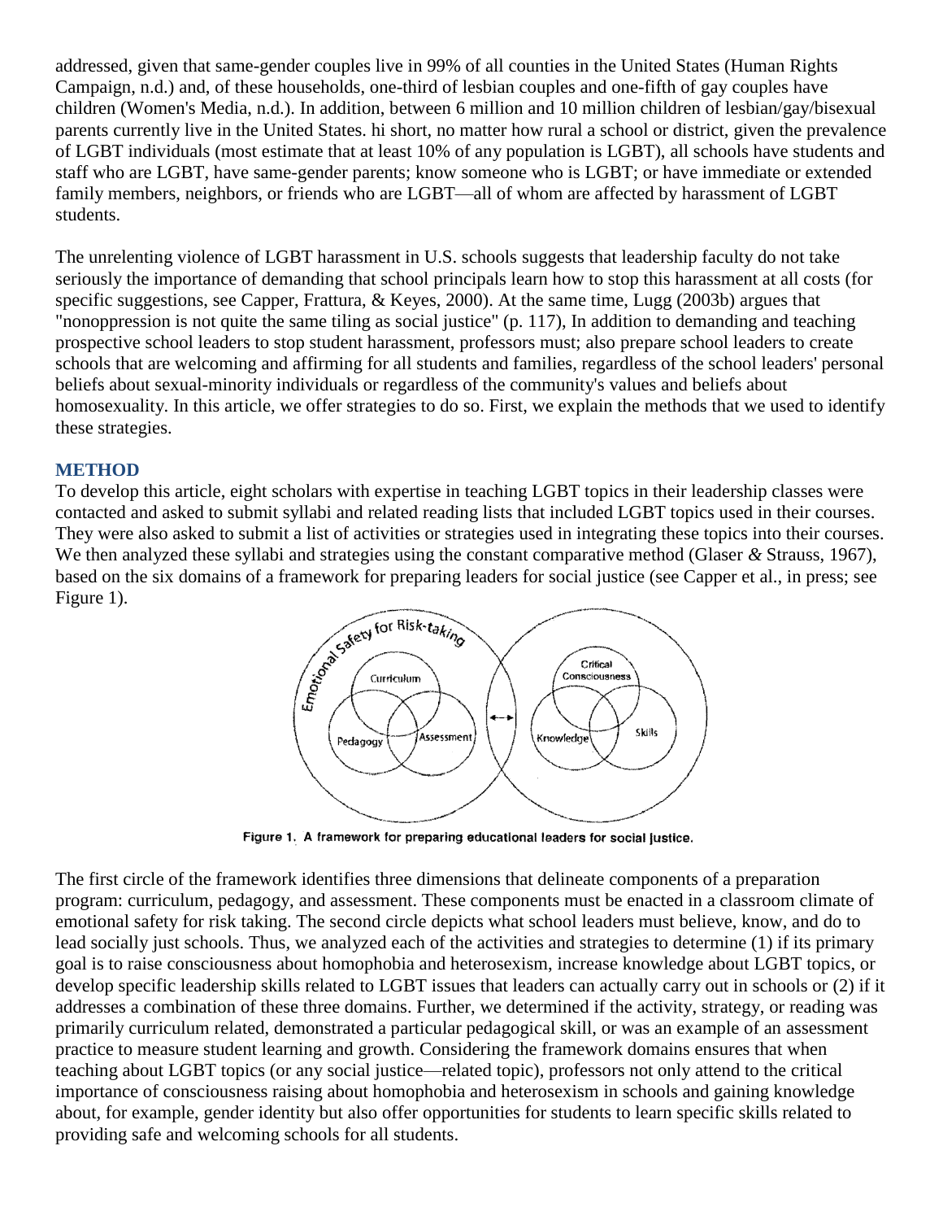addressed, given that same-gender couples live in 99% of all counties in the United States (Human Rights Campaign, n.d.) and, of these households, one-third of lesbian couples and one-fifth of gay couples have children (Women's Media, n.d.). In addition, between 6 million and 10 million children of lesbian/gay/bisexual parents currently live in the United States. hi short, no matter how rural a school or district, given the prevalence of LGBT individuals (most estimate that at least 10% of any population is LGBT), all schools have students and staff who are LGBT, have same-gender parents; know someone who is LGBT; or have immediate or extended family members, neighbors, or friends who are LGBT—all of whom are affected by harassment of LGBT students.

The unrelenting violence of LGBT harassment in U.S. schools suggests that leadership faculty do not take seriously the importance of demanding that school principals learn how to stop this harassment at all costs (for specific suggestions, see Capper, Frattura, & Keyes, 2000). At the same time, Lugg (2003b) argues that "nonoppression is not quite the same tiling as social justice" (p. 117), In addition to demanding and teaching prospective school leaders to stop student harassment, professors must; also prepare school leaders to create schools that are welcoming and affirming for all students and families, regardless of the school leaders' personal beliefs about sexual-minority individuals or regardless of the community's values and beliefs about homosexuality. In this article, we offer strategies to do so. First, we explain the methods that we used to identify these strategies.

## METHOD

To develop this article, eight scholars with expertise in teaching LGBT topics in their leadership classes were contacted and asked to submit syllabi and related reading lists that included LGBT topics used in their courses. They were also asked to submit a list of activities or strategies used in integrating these topics into their courses. We then analyzed these syllabi and strategies using the constant comparative method (Glaser *&* Strauss, 1967), based on the six domains of a framework for preparing leaders for social justice (see Capper et al., in press; see Figure 1).

Figure 1. A framework for preparing educational leaders for social justice.

The first circle of the framework identifies three dimensions that delineate components of a preparation program: curriculum, pedagogy, and assessment. These components must be enacted in a classroom climate of emotional safety for risk taking. The second circle depicts what school leaders must believe, know, and do to lead socially just schools. Thus, we analyzed each of the activities and strategies to determine (1) if its primary goal is to raise consciousness about homophobia and heterosexism, increase knowledge about LGBT topics, or develop specific leadership skills related to LGBT issues that leaders can actually carry out in schools or (2) if it addresses a combination of these three domains. Further, we determined if the activity, strategy, or reading was primarily curriculum related, demonstrated a particular pedagogical skill, or was an example of an assessment practice to measure student learning and growth. Considering the framework domains ensures that when teaching about LGBT topics (or any social justice—related topic), professors not only attend to the critical importance of consciousness raising about homophobia and heterosexism in schools and gaining knowledge about, for example, gender identity but also offer opportunities for students to learn specific skills related to providing safe and welcoming schools for all students.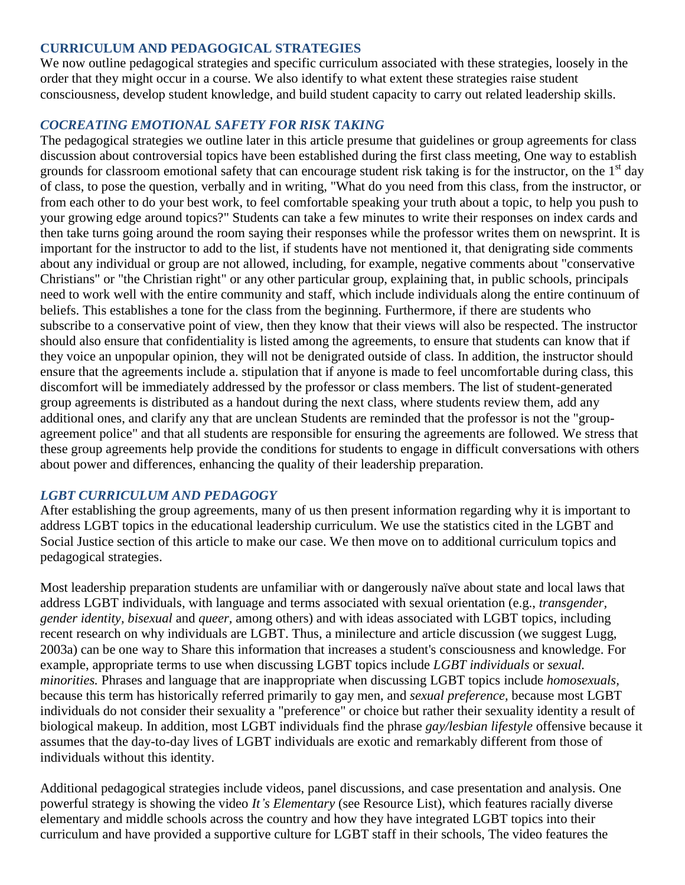## CURRICULUM AND PEDAGOGICAL STRATEGIES

We now outline pedagogical strategies and specific curriculum associated with these strategies, loosely in the order that they might occur in a course. We also identify to what extent these strategies raise student consciousness, develop student knowledge, and build student capacity to carry out related leadership skills.

### *COCREATING EMOTIONAL SAFETY FOR RISK TAKING*

The pedagogical strategies we outline later in this article presume that guidelines or group agreements for class discussion about controversial topics have been established during the first class meeting, One way to establish grounds for classroom emotional safety that can encourage student risk taking is for the instructor, on the 1st day of class, to pose the question, verbally and in writing, "What do you need from this class, from the instructor, or from each other to do your best work, to feel comfortable speaking your truth about a topic, to help you push to your growing edge around topics?" Students can take a few minutes to write their responses on index cards and then take turns going around the room saying their responses while the professor writes them on newsprint. It is important for the instructor to add to the list, if students have not mentioned it, that denigrating side comments about any individual or group are not allowed, including, for example, negative comments about "conservative Christians" or "the Christian right" or any other particular group, explaining that, in public schools, principals need to work well with the entire community and staff, which include individuals along the entire continuum of beliefs. This establishes a tone for the class from the beginning. Furthermore, if there are students who subscribe to a conservative point of view, then they know that their views will also be respected. The instructor should also ensure that confidentiality is listed among the agreements, to ensure that students can know that if they voice an unpopular opinion, they will not be denigrated outside of class. In addition, the instructor should ensure that the agreements include a. stipulation that if anyone is made to feel uncomfortable during class, this discomfort will be immediately addressed by the professor or class members. The list of student-generated group agreements is distributed as a handout during the next class, where students review them, add any additional ones, and clarify any that are unclean Students are reminded that the professor is not the "group-agreement police" and that all students are responsible for ensuring the agreements are followed. We stress that these group agreements help provide the conditions for students to engage in difficult conversations with others about power and differences, enhancing the quality of their leadership preparation.

### *LGBT CURRICULUM AND PEDAGOGY*

After establishing the group agreements, many of us then present information regarding why it is important to address LGBT topics in the educational leadership curriculum. We use the statistics cited in the LGBT and Social Justice section of this article to make our case. We then move on to additional curriculum topics and pedagogical strategies.

Most leadership preparation students are unfamiliar with or dangerously naïve about state and local laws that address LGBT individuals, with language and terms associated with sexual orientation (e.g., *transgender, gender identity, bisexual* and *queer,* among others) and with ideas associated with LGBT topics, including recent research on why individuals are LGBT. Thus, a minilecture and article discussion (we suggest Lugg, 2003a) can be one way to Share this information that increases a student's consciousness and knowledge. For example, appropriate terms to use when discussing LGBT topics include *LGBT individuals* or *sexual. minorities.* Phrases and language that are inappropriate when discussing LGBT topics include *homosexuals,* because this term has historically referred primarily to gay men, and *sexual preference,* because most LGBT individuals do not consider their sexuality a "preference" or choice but rather their sexuality identity a result of biological makeup. In addition, most LGBT individuals find the phrase *gay/lesbian lifestyle* offensive because it assumes that the day-to-day lives of LGBT individuals are exotic and remarkably different from those of individuals without this identity.

Additional pedagogical strategies include videos, panel discussions, and case presentation and analysis. One powerful strategy is showing the video *It's Elementary* (see Resource List), which features racially diverse elementary and middle schools across the country and how they have integrated LGBT topics into their curriculum and have provided a supportive culture for LGBT staff in their schools, The video features the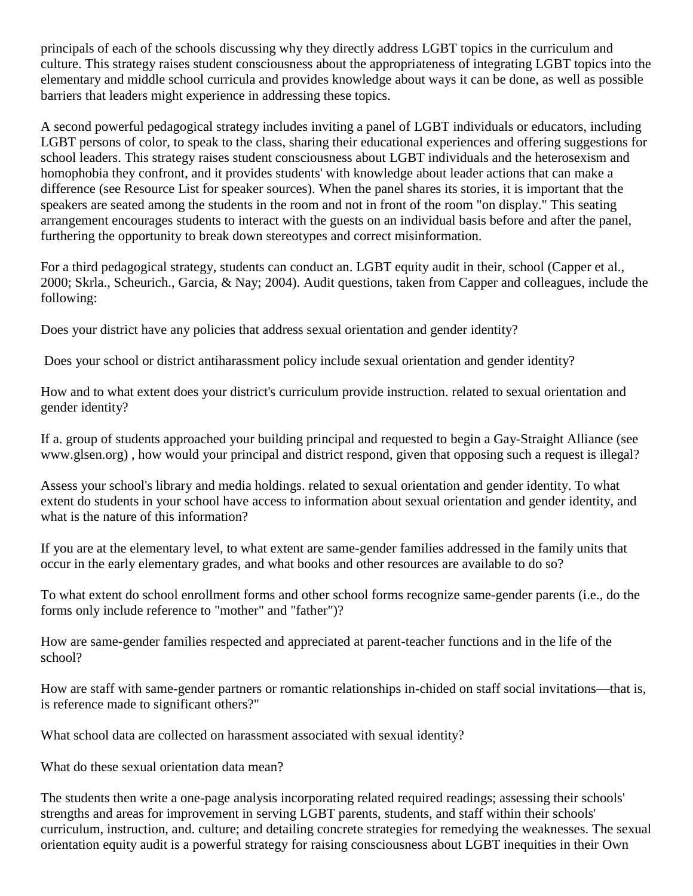principals of each of the schools discussing why they directly address LGBT topics in the curriculum and culture. This strategy raises student consciousness about the appropriateness of integrating LGBT topics into the elementary and middle school curricula and provides knowledge about ways it can be done, as well as possible barriers that leaders might experience in addressing these topics.

A second powerful pedagogical strategy includes inviting a panel of LGBT individuals or educators, including LGBT persons of color, to speak to the class, sharing their educational experiences and offering suggestions for school leaders. This strategy raises student consciousness about LGBT individuals and the heterosexism and homophobia they confront, and it provides students' with knowledge about leader actions that can make a difference (see Resource List for speaker sources). When the panel shares its stories, it is important that the speakers are seated among the students in the room and not in front of the room "on display." This seating arrangement encourages students to interact with the guests on an individual basis before and after the panel, furthering the opportunity to break down stereotypes and correct misinformation.

For a third pedagogical strategy, students can conduct an. LGBT equity audit in their, school (Capper et al., 2000; Skrla., Scheurich., Garcia, & Nay; 2004). Audit questions, taken from Capper and colleagues, include the following:

Does your district have any policies that address sexual orientation and gender identity?

Does your school or district antiharassment policy include sexual orientation and gender identity?

How and to what extent does your district's curriculum provide instruction. related to sexual orientation and gender identity?

If a. group of students approached your building principal and requested to begin a Gay-Straight Alliance (see www.glsen.org) , how would your principal and district respond, given that opposing such a request is illegal?

Assess your school's library and media holdings. related to sexual orientation and gender identity. To what extent do students in your school have access to information about sexual orientation and gender identity, and what is the nature of this information?

If you are at the elementary level, to what extent are same-gender families addressed in the family units that occur in the early elementary grades, and what books and other resources are available to do so?

To what extent do school enrollment forms and other school forms recognize same-gender parents (i.e., do the forms only include reference to "mother" and "father")?

How are same-gender families respected and appreciated at parent-teacher functions and in the life of the school?

How are staff with same-gender partners or romantic relationships in-chided on staff social invitations—that is, is reference made to significant others?"

What school data are collected on harassment associated with sexual identity?

What do these sexual orientation data mean?

The students then write a one-page analysis incorporating related required readings; assessing their schools' strengths and areas for improvement in serving LGBT parents, students, and staff within their schools' curriculum, instruction, and. culture; and detailing concrete strategies for remedying the weaknesses. The sexual orientation equity audit is a powerful strategy for raising consciousness about LGBT inequities in their Own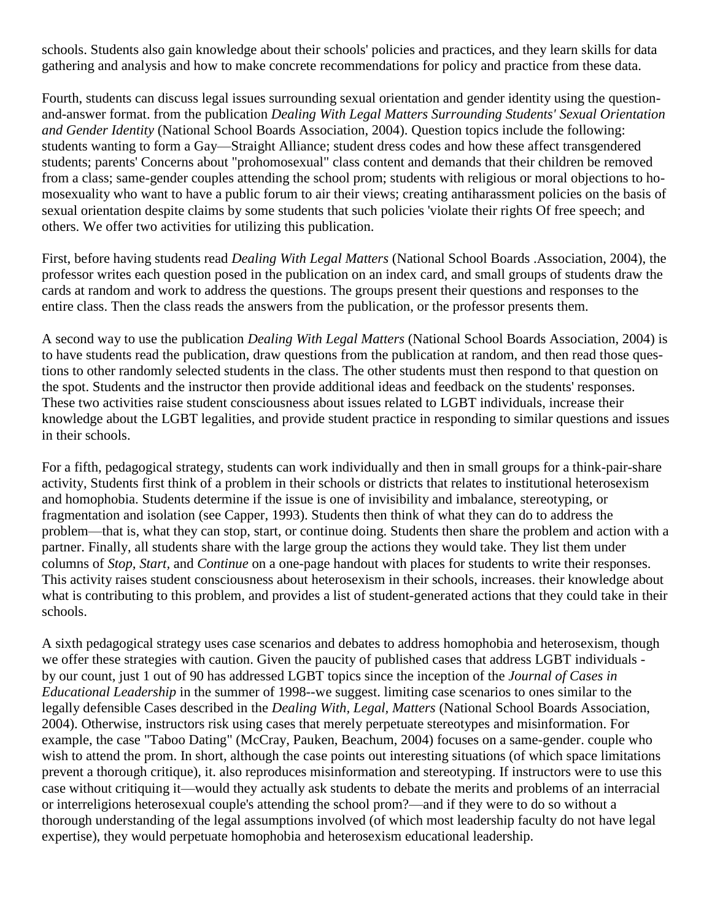schools. Students also gain knowledge about their schools' policies and practices, and they learn skills for data gathering and analysis and how to make concrete recommendations for policy and practice from these data.

Fourth, students can discuss legal issues surrounding sexual orientation and gender identity using the question-and-answer format. from the publication *Dealing With Legal Matters Surrounding Students' Sexual Orientation and Gender Identity* (National School Boards Association, 2004). Question topics include the following: students wanting to form a Gay—Straight Alliance; student dress codes and how these affect transgendered students; parents' Concerns about "prohomosexual" class content and demands that their children be removed from a class; same-gender couples attending the school prom; students with religious or moral objections to homosexuality who want to have a public forum to air their views; creating antiharassment policies on the basis of sexual orientation despite claims by some students that such policies 'violate their rights Of free speech; and others. We offer two activities for utilizing this publication.

First, before having students read *Dealing With Legal Matters* (National School Boards .Association, 2004), the professor writes each question posed in the publication on an index card, and small groups of students draw the cards at random and work to address the questions. The groups present their questions and responses to the entire class. Then the class reads the answers from the publication, or the professor presents them.

A second way to use the publication *Dealing With Legal Matters* (National School Boards Association, 2004) is to have students read the publication, draw questions from the publication at random, and then read those questions to other randomly selected students in the class. The other students must then respond to that question on the spot. Students and the instructor then provide additional ideas and feedback on the students' responses. These two activities raise student consciousness about issues related to LGBT individuals, increase their knowledge about the LGBT legalities, and provide student practice in responding to similar questions and issues in their schools.

For a fifth, pedagogical strategy, students can work individually and then in small groups for a think-pair-share activity, Students first think of a problem in their schools or districts that relates to institutional heterosexism and homophobia. Students determine if the issue is one of invisibility and imbalance, stereotyping, or fragmentation and isolation (see Capper, 1993). Students then think of what they can do to address the problem—that is, what they can stop, start, or continue doing. Students then share the problem and action with a partner. Finally, all students share with the large group the actions they would take. They list them under columns of *Stop, Start*, and *Continue* on a one-page handout with places for students to write their responses. This activity raises student consciousness about heterosexism in their schools, increases. their knowledge about what is contributing to this problem, and provides a list of student-generated actions that they could take in their schools.

A sixth pedagogical strategy uses case scenarios and debates to address homophobia and heterosexism, though we offer these strategies with caution. Given the paucity of published cases that address LGBT individuals - by our count, just 1 out of 90 has addressed LGBT topics since the inception of the *Journal of Cases in Educational Leadership* in the summer of 1998--we suggest. limiting case scenarios to ones similar to the legally defensible Cases described in the *Dealing With, Legal, Matters* (National School Boards Association, 2004). Otherwise, instructors risk using cases that merely perpetuate stereotypes and misinformation. For example, the case "Taboo Dating" (McCray, Pauken, Beachum, 2004) focuses on a same-gender. couple who wish to attend the prom. In short, although the case points out interesting situations (of which space limitations prevent a thorough critique), it. also reproduces misinformation and stereotyping. If instructors were to use this case without critiquing it—would they actually ask students to debate the merits and problems of an interracial or interreligions heterosexual couple's attending the school prom?—and if they were to do so without a thorough understanding of the legal assumptions involved (of which most leadership faculty do not have legal expertise), they would perpetuate homophobia and heterosexism educational leadership.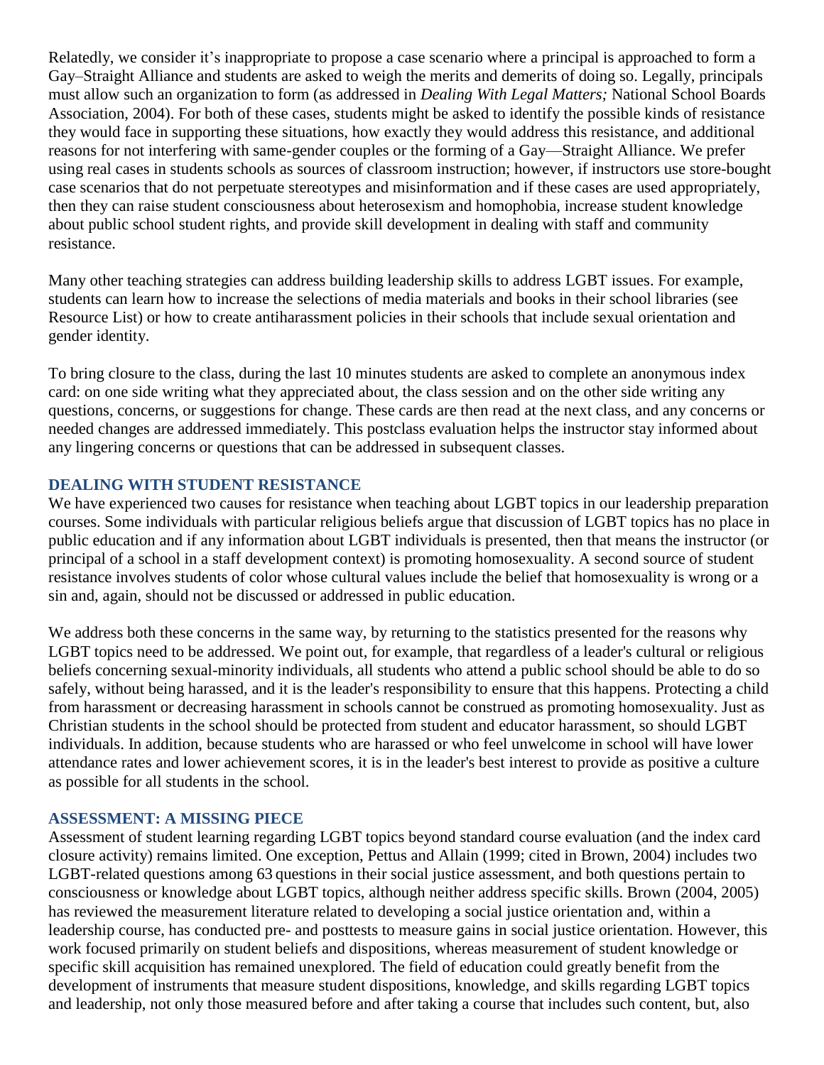Relatedly, we consider it's inappropriate to propose a case scenario where a principal is approached to form a Gay–Straight Alliance and students are asked to weigh the merits and demerits of doing so. Legally, principals must allow such an organization to form (as addressed in *Dealing With Legal Matters;* National School Boards Association, 2004). For both of these cases, students might be asked to identify the possible kinds of resistance they would face in supporting these situations, how exactly they would address this resistance, and additional reasons for not interfering with same-gender couples or the forming of a Gay—Straight Alliance. We prefer using real cases in students schools as sources of classroom instruction; however, if instructors use store-bought case scenarios that do not perpetuate stereotypes and misinformation and if these cases are used appropriately, then they can raise student consciousness about heterosexism and homophobia, increase student knowledge about public school student rights, and provide skill development in dealing with staff and community resistance.

Many other teaching strategies can address building leadership skills to address LGBT issues. For example, students can learn how to increase the selections of media materials and books in their school libraries (see Resource List) or how to create antiharassment policies in their schools that include sexual orientation and gender identity.

To bring closure to the class, during the last 10 minutes students are asked to complete an anonymous index card: on one side writing what they appreciated about, the class session and on the other side writing any questions, concerns, or suggestions for change. These cards are then read at the next class, and any concerns or needed changes are addressed immediately. This postclass evaluation helps the instructor stay informed about any lingering concerns or questions that can be addressed in subsequent classes.

## DEALING WITH STUDENT RESISTANCE

We have experienced two causes for resistance when teaching about LGBT topics in our leadership preparation courses. Some individuals with particular religious beliefs argue that discussion of LGBT topics has no place in public education and if any information about LGBT individuals is presented, then that means the instructor (or principal of a school in a staff development context) is promoting homosexuality. A second source of student resistance involves students of color whose cultural values include the belief that homosexuality is wrong or a sin and, again, should not be discussed or addressed in public education.

We address both these concerns in the same way, by returning to the statistics presented for the reasons why LGBT topics need to be addressed. We point out, for example, that regardless of a leader's cultural or religious beliefs concerning sexual-minority individuals, all students who attend a public school should be able to do so safely, without being harassed, and it is the leader's responsibility to ensure that this happens. Protecting a child from harassment or decreasing harassment in schools cannot be construed as promoting homosexuality. Just as Christian students in the school should be protected from student and educator harassment, so should LGBT individuals. In addition, because students who are harassed or who feel unwelcome in school will have lower attendance rates and lower achievement scores, it is in the leader's best interest to provide as positive a culture as possible for all students in the school.

## ASSESSMENT: A MISSING PIECE

Assessment of student learning regarding LGBT topics beyond standard course evaluation (and the index card closure activity) remains limited. One exception, Pettus and Allain (1999; cited in Brown, 2004) includes two LGBT-related questions among 63 questions in their social justice assessment, and both questions pertain to consciousness or knowledge about LGBT topics, although neither address specific skills. Brown (2004, 2005) has reviewed the measurement literature related to developing a social justice orientation and, within a leadership course, has conducted pre- and posttests to measure gains in social justice orientation. However, this work focused primarily on student beliefs and dispositions, whereas measurement of student knowledge or specific skill acquisition has remained unexplored. The field of education could greatly benefit from the development of instruments that measure student dispositions, knowledge, and skills regarding LGBT topics and leadership, not only those measured before and after taking a course that includes such content, but, also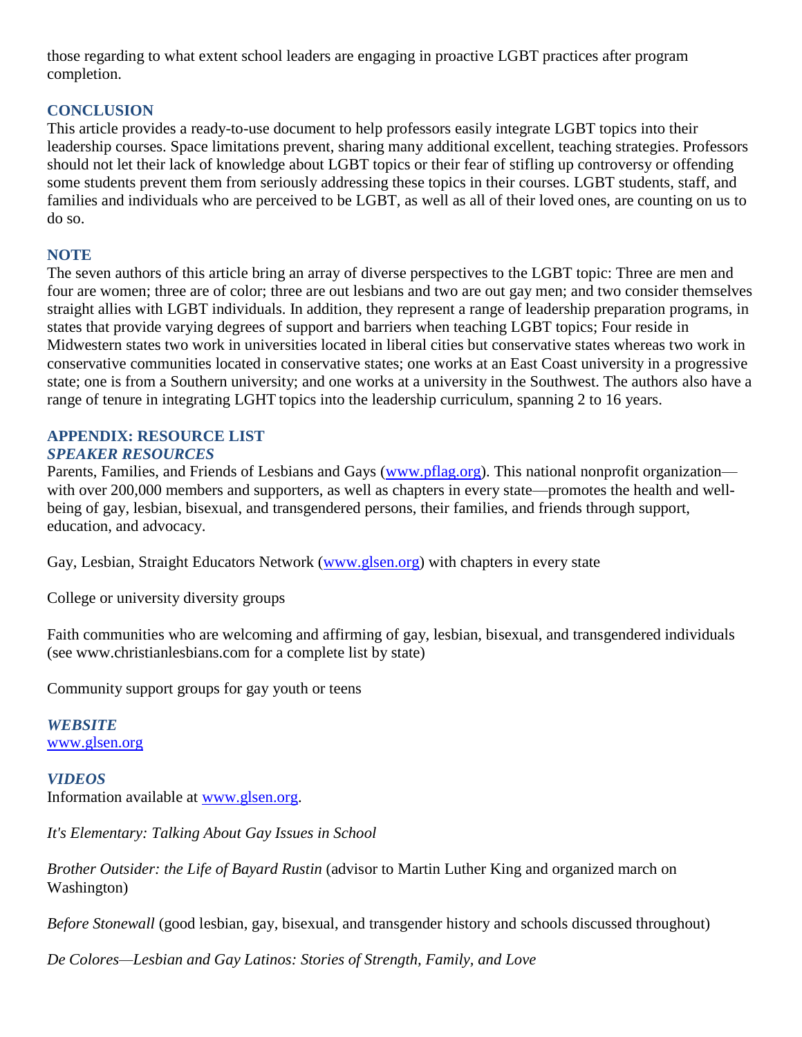those regarding to what extent school leaders are engaging in proactive LGBT practices after program completion.

## CONCLUSION

This article provides a ready-to-use document to help professors easily integrate LGBT topics into their leadership courses. Space limitations prevent, sharing many additional excellent, teaching strategies. Professors should not let their lack of knowledge about LGBT topics or their fear of stifling up controversy or offending some students prevent them from seriously addressing these topics in their courses. LGBT students, staff, and families and individuals who are perceived to be LGBT, as well as all of their loved ones, are counting on us to do so.

## NOTE

The seven authors of this article bring an array of diverse perspectives to the LGBT topic: Three are men and four are women; three are of color; three are out lesbians and two are out gay men; and two consider themselves straight allies with LGBT individuals. In addition, they represent a range of leadership preparation programs, in states that provide varying degrees of support and barriers when teaching LGBT topics; Four reside in Midwestern states two work in universities located in liberal cities but conservative states whereas two work in conservative communities located in conservative states; one works at an East Coast university in a progressive state; one is from a Southern university; and one works at a university in the Southwest. The authors also have a range of tenure in integrating LGHT topics into the leadership curriculum, spanning 2 to 16 years.

## APPENDIX: RESOURCE LIST

### *SPEAKER RESOURCES*

Parents, Families, and Friends of Lesbians and Gays (www.pflag.org). This national nonprofit organization—with over 200,000 members and supporters, as well as chapters in every state—promotes the health and well-being of gay, lesbian, bisexual, and transgendered persons, their families, and friends through support, education, and advocacy.

Gay, Lesbian, Straight Educators Network (www.glsen.org) with chapters in every state

College or university diversity groups

Faith communities who are welcoming and affirming of gay, lesbian, bisexual, and transgendered individuals (see www.christianlesbians.com for a complete list by state)

Community support groups for gay youth or teens

### *WEBSITE*

www.glsen.org

### *VIDEOS*

Information available at www.glsen.org.

*It's Elementary: Talking About Gay Issues in School*

*Brother Outsider: the Life of Bayard Rustin* (advisor to Martin Luther King and organized march on Washington)

*Before Stonewall* (good lesbian, gay, bisexual, and transgender history and schools discussed throughout)

*De Colores—Lesbian and Gay Latinos: Stories of Strength, Family, and Love*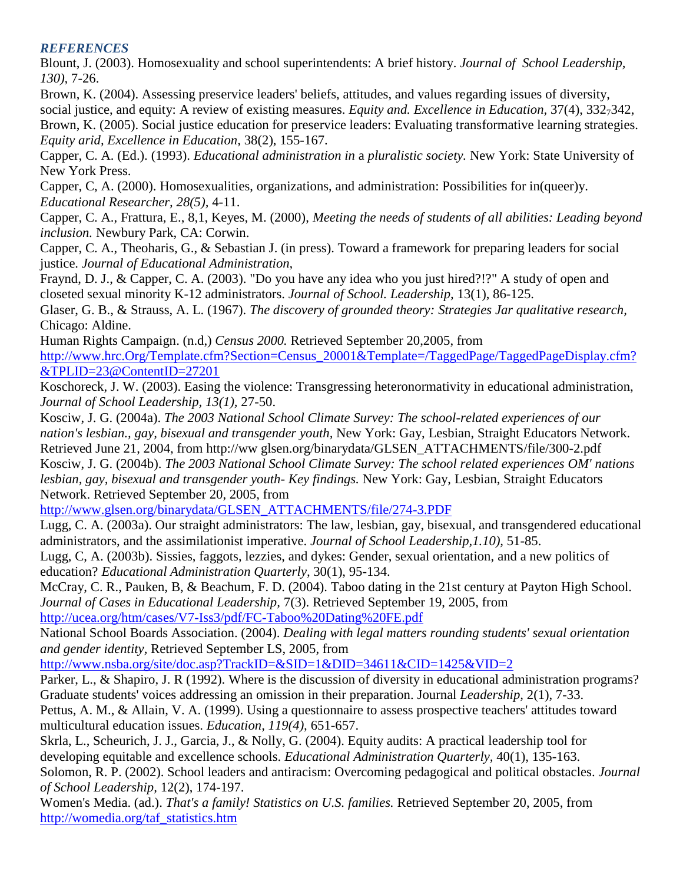### *REFERENCES*

Blount, J. (2003). Homosexuality and school superintendents: A brief history. *Journal of School Leadership, 130),* 7-26.

Brown, K. (2004). Assessing preservice leaders' beliefs, attitudes, and values regarding issues of diversity, social justice, and equity: A review of existing measures. *Equity and. Excellence in Education*, 37(4), 332$_7$342,

Brown, K. (2005). Social justice education for preservice leaders: Evaluating transformative learning strategies. *Equity arid, Excellence in Education*, 38(2), 155-167.

Capper, C. A. (Ed.). (1993). *Educational administration in* a *pluralistic society.* New York: State University of New York Press.

Capper, C, A. (2000). Homosexualities, organizations, and administration: Possibilities for in(queer)y. *Educational Researcher, 28(5),* 4-11.

Capper, C. A., Frattura, E., 8,1, Keyes, M. (2000), *Meeting the needs of students of all abilities: Leading beyond inclusion.* Newbury Park, CA: Corwin.

Capper, C. A., Theoharis, G., & Sebastian J. (in press). Toward a framework for preparing leaders for social justice. *Journal of Educational Administration,*

Fraynd, D. J., & Capper, C. A. (2003). "Do you have any idea who you just hired?!?" A study of open and closeted sexual minority K-12 administrators. *Journal of School. Leadership*, 13(1), 86-125.

Glaser, G. B., & Strauss, A. L. (1967). *The discovery of grounded theory: Strategies Jar qualitative research*, Chicago: Aldine.

Human Rights Campaign. (n.d,) *Census 2000.* Retrieved September 20,2005, from http://www.hrc.Org/Template.cfm?Section=Census_20001&Template=/TaggedPage/TaggedPageDisplay.cfm?&TPLID=23@ContentID=27201

Koschoreck, J. W. (2003). Easing the violence: Transgressing heteronormativity in educational administration, *Journal of School Leadership, 13(1),* 27-50.

Kosciw, J. G. (2004a). *The 2003 National School Climate Survey: The school-related experiences of our nation's lesbian., gay, bisexual and transgender youth,* New York: Gay, Lesbian, Straight Educators Network. Retrieved June 21, 2004, from http://ww glsen.org/binarydata/GLSEN_ATTACHMENTS/file/300-2.pdf

Kosciw, J. G. (2004b). *The 2003 National School Climate Survey: The school related experiences OM' nations lesbian, gay, bisexual and transgender youth- Key findings.* New York: Gay, Lesbian, Straight Educators Network. Retrieved September 20, 2005, from http://www.glsen.org/binarydata/GLSEN_ATTACHMENTS/file/274-3.PDF

Lugg, C. A. (2003a). Our straight administrators: The law, lesbian, gay, bisexual, and transgendered educational administrators, and the assimilationist imperative. *Journal of School Leadership,1.10),* 51-85.

Lugg, C, A. (2003b). Sissies, faggots, lezzies, and dykes: Gender, sexual orientation, and a new politics of education? *Educational Administration Quarterly*, 30(1), 95-134.

McCray, C. R., Pauken, B, & Beachum, F. D. (2004). Taboo dating in the 21st century at Payton High School. *Journal of Cases in Educational Leadership,* 7(3). Retrieved September 19, 2005, from http://ucea.org/htm/cases/V7-Iss3/pdf/FC-Taboo%20Dating%20FE.pdf

National School Boards Association. (2004). *Dealing with legal matters rounding students' sexual orientation and gender identity,* Retrieved September LS, 2005, from http://www.nsba.org/site/doc.asp?TrackID=&SID=1&DID=34611&CID=1425&VID=2

Parker, L., & Shapiro, J. R (1992). Where is the discussion of diversity in educational administration programs? Graduate students' voices addressing an omission in their preparation. Journal *Leadership,* 2(1), 7-33.

Pettus, A. M., & Allain, V. A. (1999). Using a questionnaire to assess prospective teachers' attitudes toward multicultural education issues. *Education, 119(4),* 651-657.

Skrla, L., Scheurich, J. J., Garcia, J., & Nolly, G. (2004). Equity audits: A practical leadership tool for developing equitable and excellence schools. *Educational Administration Quarterly,* 40(1), 135-163.

Solomon, R. P. (2002). School leaders and antiracism: Overcoming pedagogical and political obstacles. *Journal of School Leadership*, 12(2), 174-197.

Women's Media. (ad.). *That's a family! Statistics on U.S. families.* Retrieved September 20, 2005, from http://womedia.org/taf_statistics.htm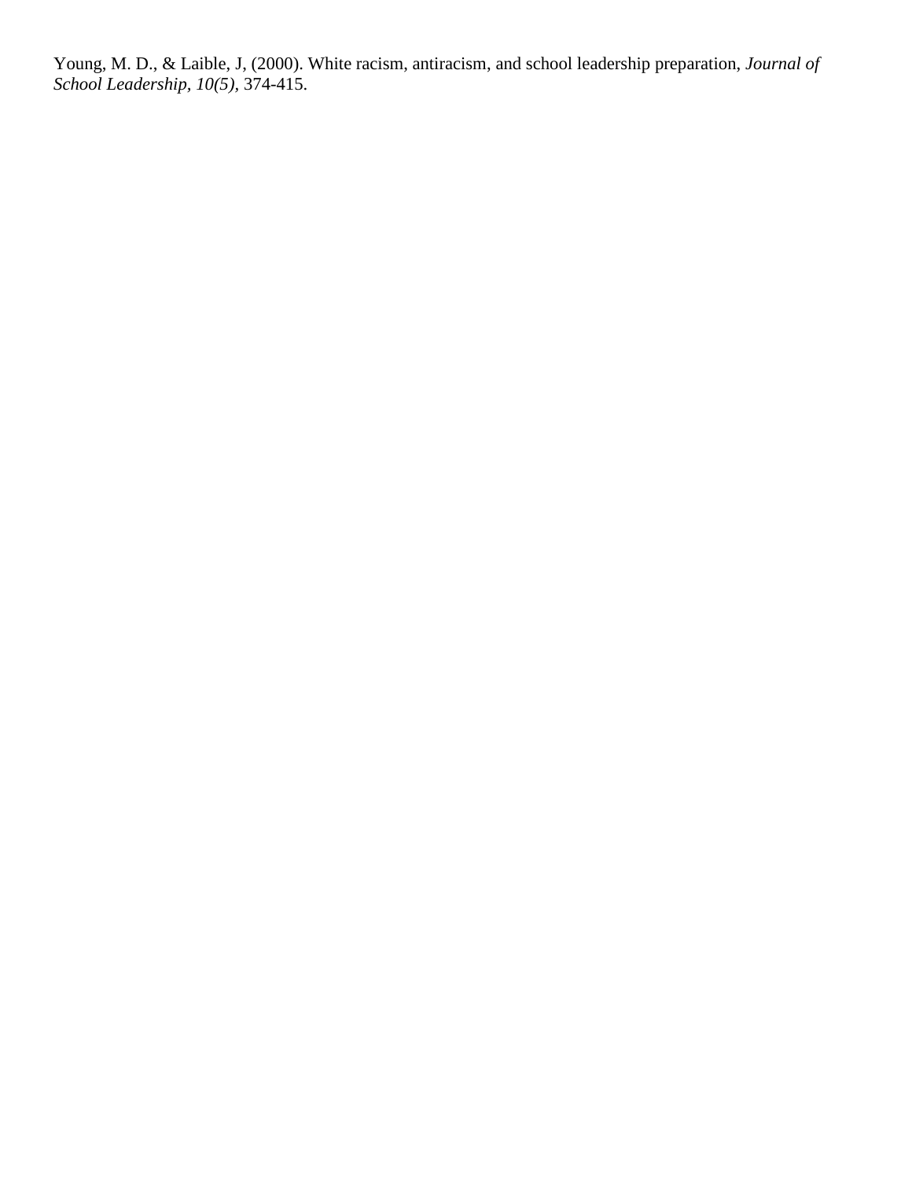Young, M. D., & Laible, J, (2000). White racism, antiracism, and school leadership preparation, *Journal of School Leadership, 10(5),* 374-415.